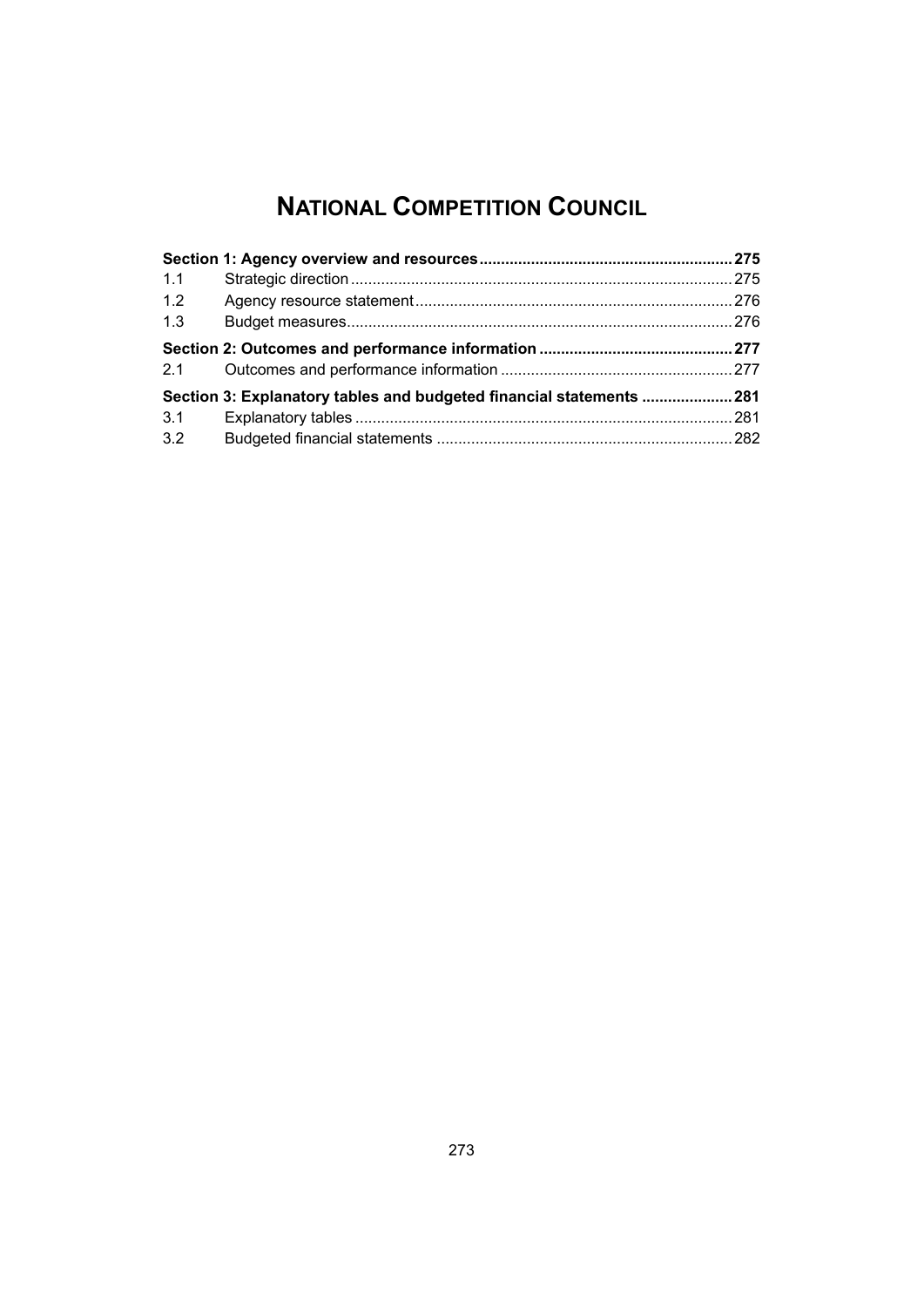# NATIONAL COMPETITION COUNCIL

| | | |
|---|---|---|
| **Section 1: Agency overview and resources** | | **275** |
| 1.1 | Strategic direction | 275 |
| 1.2 | Agency resource statement | 276 |
| 1.3 | Budget measures | 276 |
| **Section 2: Outcomes and performance information** | | **277** |
| 2.1 | Outcomes and performance information | 277 |
| **Section 3: Explanatory tables and budgeted financial statements** | | **281** |
| 3.1 | Explanatory tables | 281 |
| 3.2 | Budgeted financial statements | 282 |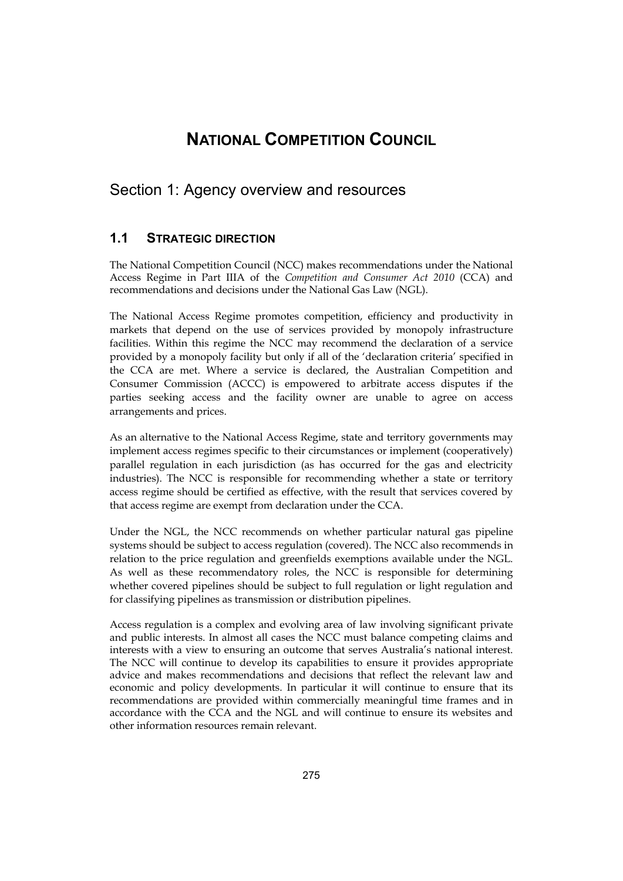# NATIONAL COMPETITION COUNCIL

## Section 1: Agency overview and resources

### 1.1 STRATEGIC DIRECTION

The National Competition Council (NCC) makes recommendations under the National Access Regime in Part IIIA of the *Competition and Consumer Act 2010* (CCA) and recommendations and decisions under the National Gas Law (NGL).

The National Access Regime promotes competition, efficiency and productivity in markets that depend on the use of services provided by monopoly infrastructure facilities. Within this regime the NCC may recommend the declaration of a service provided by a monopoly facility but only if all of the 'declaration criteria' specified in the CCA are met. Where a service is declared, the Australian Competition and Consumer Commission (ACCC) is empowered to arbitrate access disputes if the parties seeking access and the facility owner are unable to agree on access arrangements and prices.

As an alternative to the National Access Regime, state and territory governments may implement access regimes specific to their circumstances or implement (cooperatively) parallel regulation in each jurisdiction (as has occurred for the gas and electricity industries). The NCC is responsible for recommending whether a state or territory access regime should be certified as effective, with the result that services covered by that access regime are exempt from declaration under the CCA.

Under the NGL, the NCC recommends on whether particular natural gas pipeline systems should be subject to access regulation (covered). The NCC also recommends in relation to the price regulation and greenfields exemptions available under the NGL. As well as these recommendatory roles, the NCC is responsible for determining whether covered pipelines should be subject to full regulation or light regulation and for classifying pipelines as transmission or distribution pipelines.

Access regulation is a complex and evolving area of law involving significant private and public interests. In almost all cases the NCC must balance competing claims and interests with a view to ensuring an outcome that serves Australia's national interest. The NCC will continue to develop its capabilities to ensure it provides appropriate advice and makes recommendations and decisions that reflect the relevant law and economic and policy developments. In particular it will continue to ensure that its recommendations are provided within commercially meaningful time frames and in accordance with the CCA and the NGL and will continue to ensure its websites and other information resources remain relevant.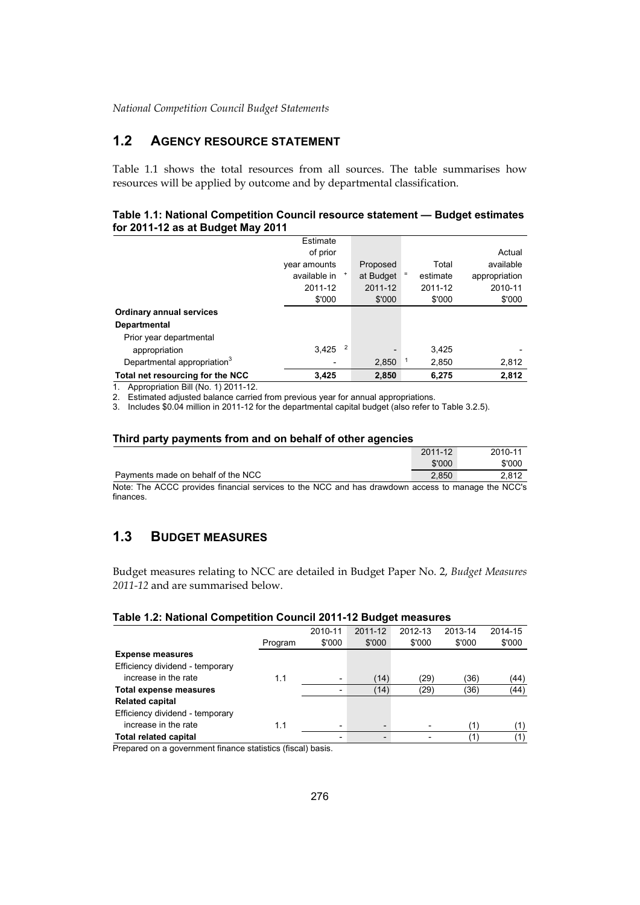## 1.2 AGENCY RESOURCE STATEMENT

Table 1.1 shows the total resources from all sources. The table summarises how resources will be applied by outcome and by departmental classification.

**Table 1.1: National Competition Council resource statement — Budget estimates for 2011-12 as at Budget May 2011**

| | Estimate of prior year amounts available in 2011-12 $'000 | + | Proposed at Budget 2011-12 $'000 | = | Total estimate 2011-12 $'000 | Actual available appropriation 2010-11 $'000 |
|---|---|---|---|---|---|---|
| **Ordinary annual services** | | | | | | |
| **Departmental** | | | | | | |
| Prior year departmental appropriation | 3,425 [2] | | - | | 3,425 | - |
| Departmental appropriation[3] | - | | 2,850 [1] | | 2,850 | 2,812 |
| **Total net resourcing for the NCC** | **3,425** | | **2,850** | | **6,275** | **2,812** |

1. Appropriation Bill (No. 1) 2011-12.
2. Estimated adjusted balance carried from previous year for annual appropriations.
3. Includes $0.04 million in 2011-12 for the departmental capital budget (also refer to Table 3.2.5).

**Third party payments from and on behalf of other agencies**

| | 2011-12 $'000 | 2010-11 $'000 |
|---|---|---|
| Payments made on behalf of the NCC | 2,850 | 2,812 |

Note: The ACCC provides financial services to the NCC and has drawdown access to manage the NCC's finances.

## 1.3 BUDGET MEASURES

Budget measures relating to NCC are detailed in Budget Paper No. 2, *Budget Measures 2011-12* and are summarised below.

**Table 1.2: National Competition Council 2011-12 Budget measures**

| | Program | 2010-11 $'000 | 2011-12 $'000 | 2012-13 $'000 | 2013-14 $'000 | 2014-15 $'000 |
|---|---|---|---|---|---|---|
| **Expense measures** | | | | | | |
| Efficiency dividend - temporary increase in the rate | 1.1 | - | (14) | (29) | (36) | (44) |
| **Total expense measures** | | - | (14) | (29) | (36) | (44) |
| **Related capital** | | | | | | |
| Efficiency dividend - temporary increase in the rate | 1.1 | - | - | - | (1) | (1) |
| **Total related capital** | | - | - | - | (1) | (1) |

Prepared on a government finance statistics (fiscal) basis.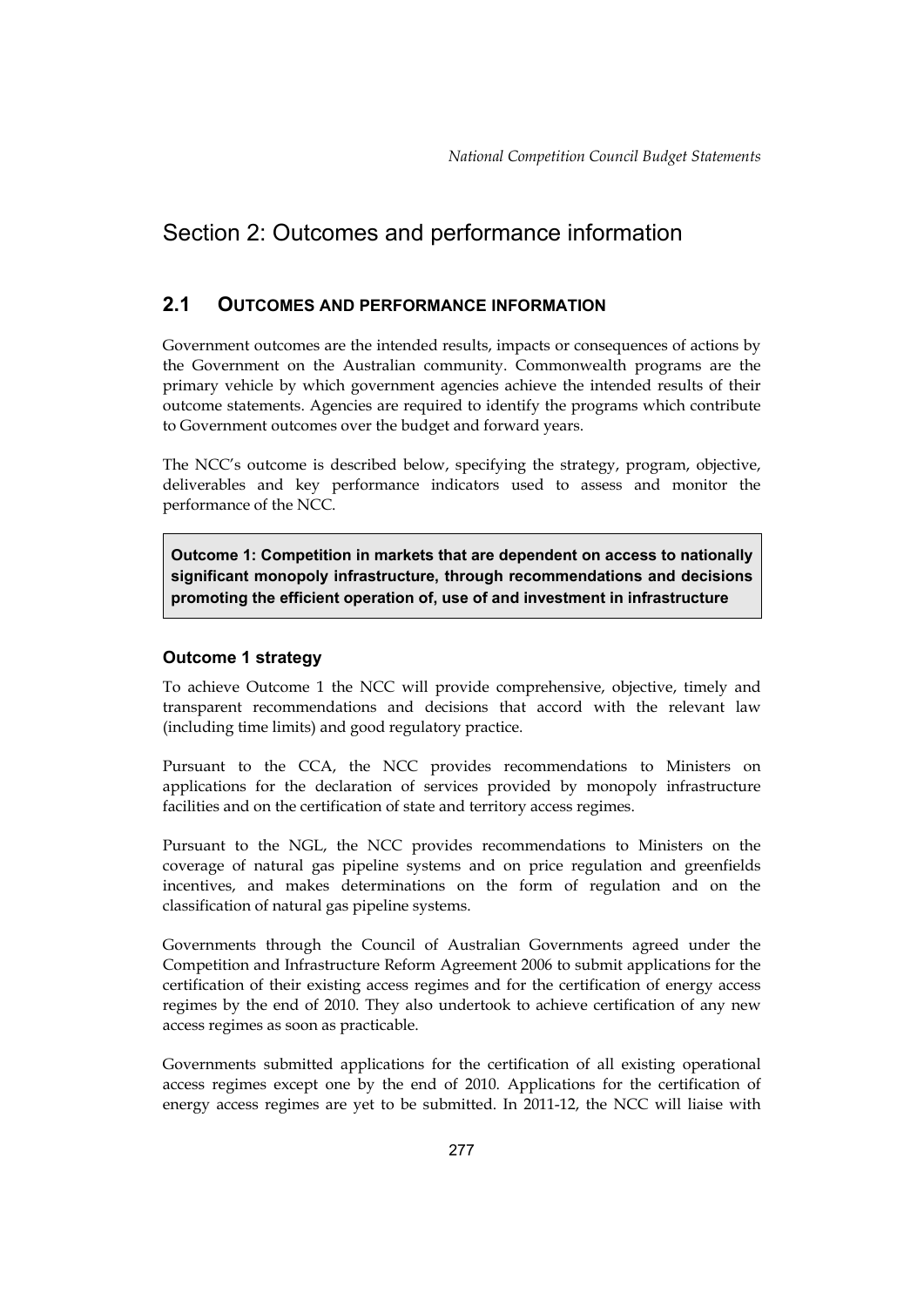# Section 2: Outcomes and performance information

## 2.1 OUTCOMES AND PERFORMANCE INFORMATION

Government outcomes are the intended results, impacts or consequences of actions by the Government on the Australian community. Commonwealth programs are the primary vehicle by which government agencies achieve the intended results of their outcome statements. Agencies are required to identify the programs which contribute to Government outcomes over the budget and forward years.

The NCC's outcome is described below, specifying the strategy, program, objective, deliverables and key performance indicators used to assess and monitor the performance of the NCC.

**Outcome 1: Competition in markets that are dependent on access to nationally significant monopoly infrastructure, through recommendations and decisions promoting the efficient operation of, use of and investment in infrastructure**

### Outcome 1 strategy

To achieve Outcome 1 the NCC will provide comprehensive, objective, timely and transparent recommendations and decisions that accord with the relevant law (including time limits) and good regulatory practice.

Pursuant to the CCA, the NCC provides recommendations to Ministers on applications for the declaration of services provided by monopoly infrastructure facilities and on the certification of state and territory access regimes.

Pursuant to the NGL, the NCC provides recommendations to Ministers on the coverage of natural gas pipeline systems and on price regulation and greenfields incentives, and makes determinations on the form of regulation and on the classification of natural gas pipeline systems.

Governments through the Council of Australian Governments agreed under the Competition and Infrastructure Reform Agreement 2006 to submit applications for the certification of their existing access regimes and for the certification of energy access regimes by the end of 2010. They also undertook to achieve certification of any new access regimes as soon as practicable.

Governments submitted applications for the certification of all existing operational access regimes except one by the end of 2010. Applications for the certification of energy access regimes are yet to be submitted. In 2011-12, the NCC will liaise with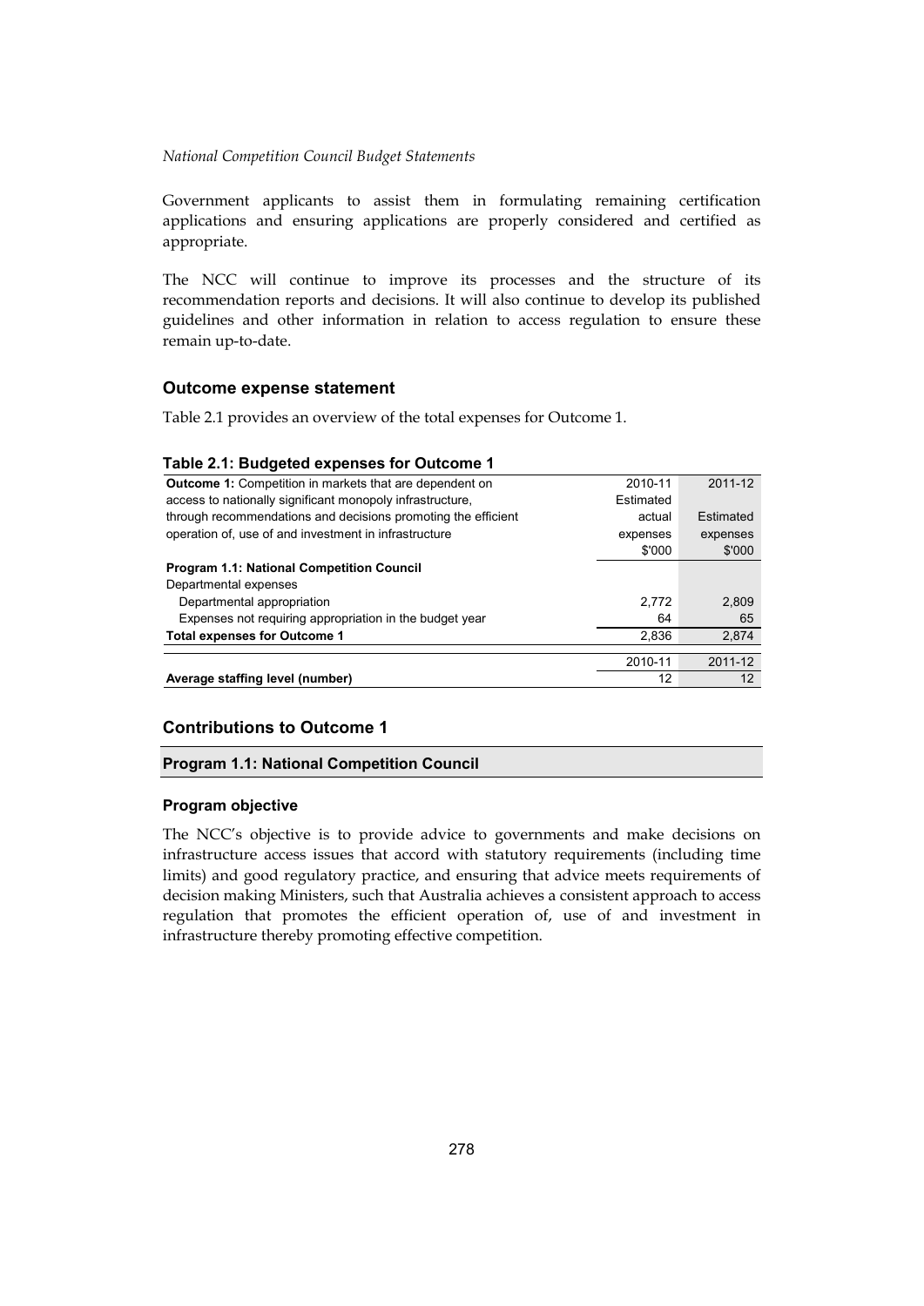Government applicants to assist them in formulating remaining certification applications and ensuring applications are properly considered and certified as appropriate.

The NCC will continue to improve its processes and the structure of its recommendation reports and decisions. It will also continue to develop its published guidelines and other information in relation to access regulation to ensure these remain up-to-date.

### Outcome expense statement

Table 2.1 provides an overview of the total expenses for Outcome 1.

**Table 2.1: Budgeted expenses for Outcome 1**

| **Outcome 1:** Competition in markets that are dependent on access to nationally significant monopoly infrastructure, through recommendations and decisions promoting the efficient operation of, use of and investment in infrastructure | 2010-11 Estimated actual expenses $'000 | 2011-12 Estimated expenses $'000 |
|---|---|---|
| **Program 1.1: National Competition Council** | | |
| Departmental expenses | | |
| Departmental appropriation | 2,772 | 2,809 |
| Expenses not requiring appropriation in the budget year | 64 | 65 |
| **Total expenses for Outcome 1** | 2,836 | 2,874 |
| | 2010-11 | 2011-12 |
| **Average staffing level (number)** | 12 | 12 |

### Contributions to Outcome 1

#### Program 1.1: National Competition Council

#### Program objective

The NCC's objective is to provide advice to governments and make decisions on infrastructure access issues that accord with statutory requirements (including time limits) and good regulatory practice, and ensuring that advice meets requirements of decision making Ministers, such that Australia achieves a consistent approach to access regulation that promotes the efficient operation of, use of and investment in infrastructure thereby promoting effective competition.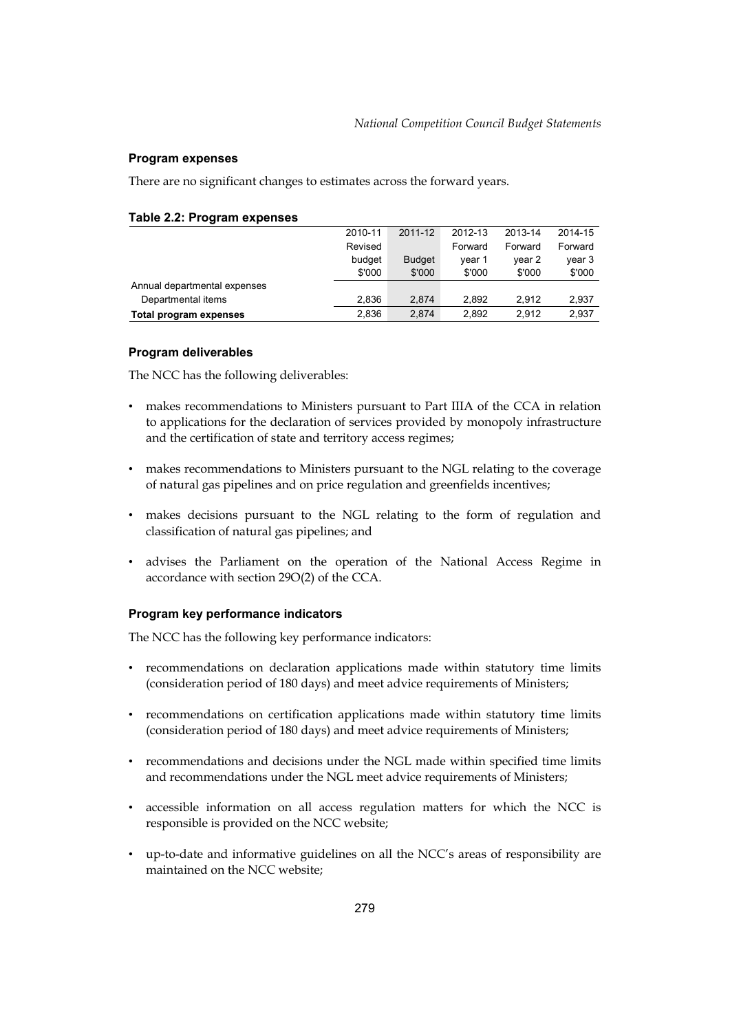### Program expenses

There are no significant changes to estimates across the forward years.

**Table 2.2: Program expenses**

| | 2010-11 Revised budget $'000 | 2011-12 Budget $'000 | 2012-13 Forward year 1 $'000 | 2013-14 Forward year 2 $'000 | 2014-15 Forward year 3 $'000 |
|---|---|---|---|---|---|
| Annual departmental expenses | | | | | |
| Departmental items | 2,836 | 2,874 | 2,892 | 2,912 | 2,937 |
| **Total program expenses** | 2,836 | 2,874 | 2,892 | 2,912 | 2,937 |

### Program deliverables

The NCC has the following deliverables:

- makes recommendations to Ministers pursuant to Part IIIA of the CCA in relation to applications for the declaration of services provided by monopoly infrastructure and the certification of state and territory access regimes;
- makes recommendations to Ministers pursuant to the NGL relating to the coverage of natural gas pipelines and on price regulation and greenfields incentives;
- makes decisions pursuant to the NGL relating to the form of regulation and classification of natural gas pipelines; and
- advises the Parliament on the operation of the National Access Regime in accordance with section 29O(2) of the CCA.

### Program key performance indicators

The NCC has the following key performance indicators:

- recommendations on declaration applications made within statutory time limits (consideration period of 180 days) and meet advice requirements of Ministers;
- recommendations on certification applications made within statutory time limits (consideration period of 180 days) and meet advice requirements of Ministers;
- recommendations and decisions under the NGL made within specified time limits and recommendations under the NGL meet advice requirements of Ministers;
- accessible information on all access regulation matters for which the NCC is responsible is provided on the NCC website;
- up-to-date and informative guidelines on all the NCC's areas of responsibility are maintained on the NCC website;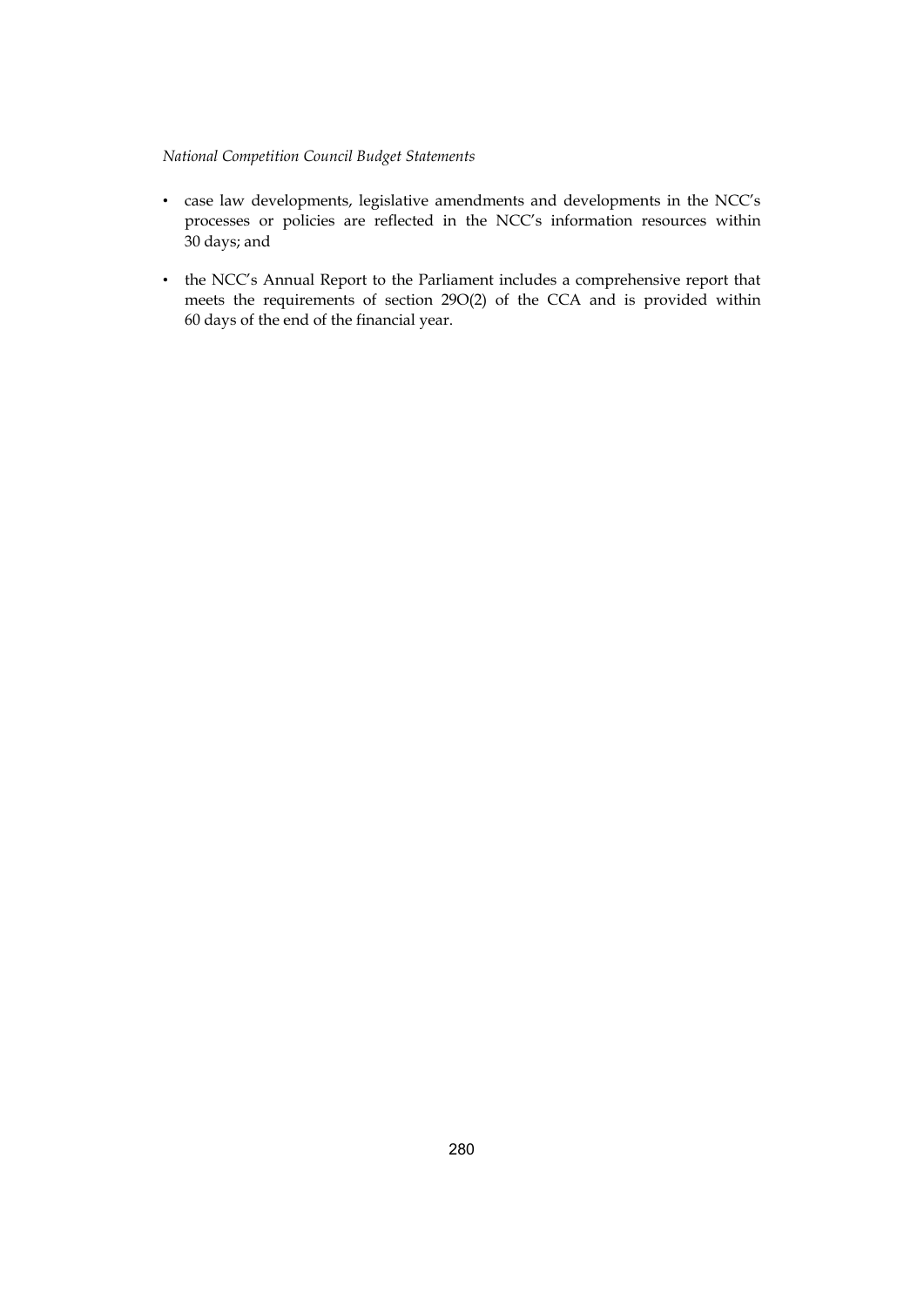- case law developments, legislative amendments and developments in the NCC's processes or policies are reflected in the NCC's information resources within 30 days; and
- the NCC's Annual Report to the Parliament includes a comprehensive report that meets the requirements of section 29O(2) of the CCA and is provided within 60 days of the end of the financial year.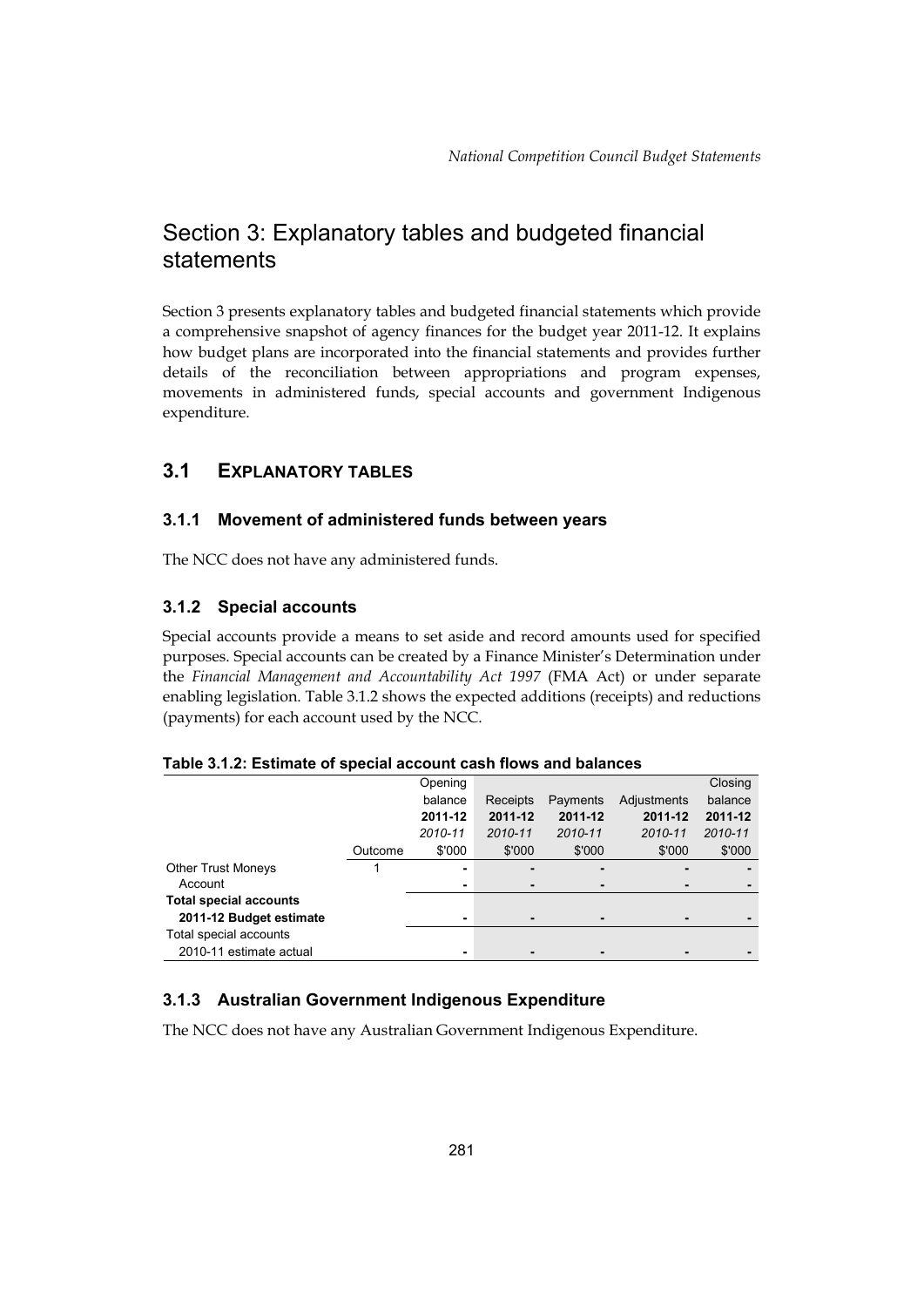# Section 3: Explanatory tables and budgeted financial statements

Section 3 presents explanatory tables and budgeted financial statements which provide a comprehensive snapshot of agency finances for the budget year 2011-12. It explains how budget plans are incorporated into the financial statements and provides further details of the reconciliation between appropriations and program expenses, movements in administered funds, special accounts and government Indigenous expenditure.

## 3.1 EXPLANATORY TABLES

### 3.1.1 Movement of administered funds between years

The NCC does not have any administered funds.

### 3.1.2 Special accounts

Special accounts provide a means to set aside and record amounts used for specified purposes. Special accounts can be created by a Finance Minister's Determination under the *Financial Management and Accountability Act 1997* (FMA Act) or under separate enabling legislation. Table 3.1.2 shows the expected additions (receipts) and reductions (payments) for each account used by the NCC.

**Table 3.1.2: Estimate of special account cash flows and balances**

| | | Opening balance | Receipts | Payments | Adjustments | Closing balance |
|---|---|---|---|---|---|---|
| | | **2011-12** | **2011-12** | **2011-12** | **2011-12** | **2011-12** |
| | | *2010-11* | *2010-11* | *2010-11* | *2010-11* | *2010-11* |
| | Outcome | $'000 | $'000 | $'000 | $'000 | $'000 |
| Other Trust Moneys | 1 | - | - | - | - | - |
| Account | | - | - | - | - | - |
| **Total special accounts** | | | | | | |
| **2011-12 Budget estimate** | | - | - | - | - | - |
| Total special accounts | | | | | | |
| 2010-11 estimate actual | | - | - | - | - | - |

### 3.1.3 Australian Government Indigenous Expenditure

The NCC does not have any Australian Government Indigenous Expenditure.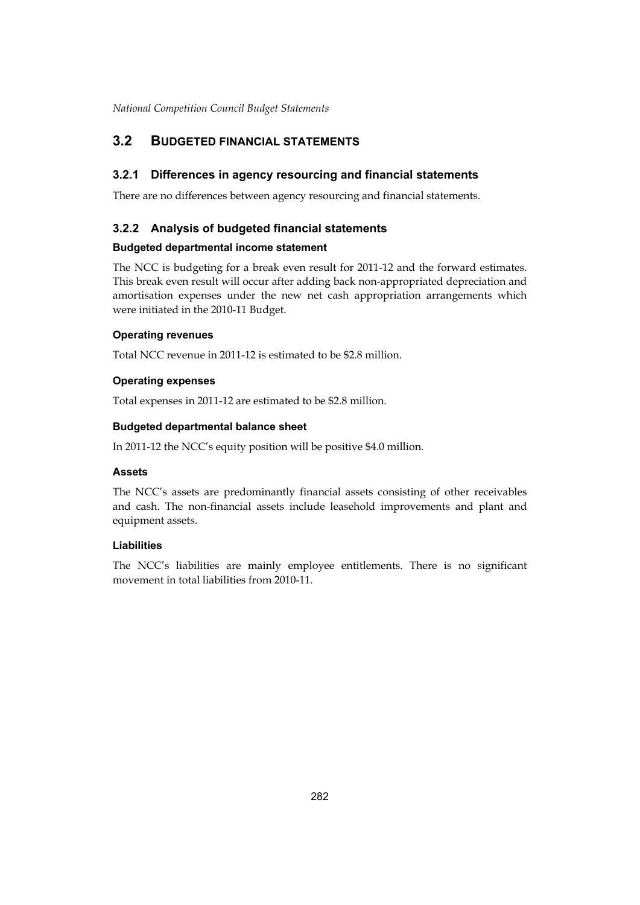## 3.2 BUDGETED FINANCIAL STATEMENTS

### 3.2.1 Differences in agency resourcing and financial statements

There are no differences between agency resourcing and financial statements.

### 3.2.2 Analysis of budgeted financial statements

#### Budgeted departmental income statement

The NCC is budgeting for a break even result for 2011-12 and the forward estimates. This break even result will occur after adding back non-appropriated depreciation and amortisation expenses under the new net cash appropriation arrangements which were initiated in the 2010-11 Budget.

#### Operating revenues

Total NCC revenue in 2011-12 is estimated to be $2.8 million.

#### Operating expenses

Total expenses in 2011-12 are estimated to be $2.8 million.

#### Budgeted departmental balance sheet

In 2011-12 the NCC's equity position will be positive $4.0 million.

#### Assets

The NCC's assets are predominantly financial assets consisting of other receivables and cash. The non-financial assets include leasehold improvements and plant and equipment assets.

#### Liabilities

The NCC's liabilities are mainly employee entitlements. There is no significant movement in total liabilities from 2010-11.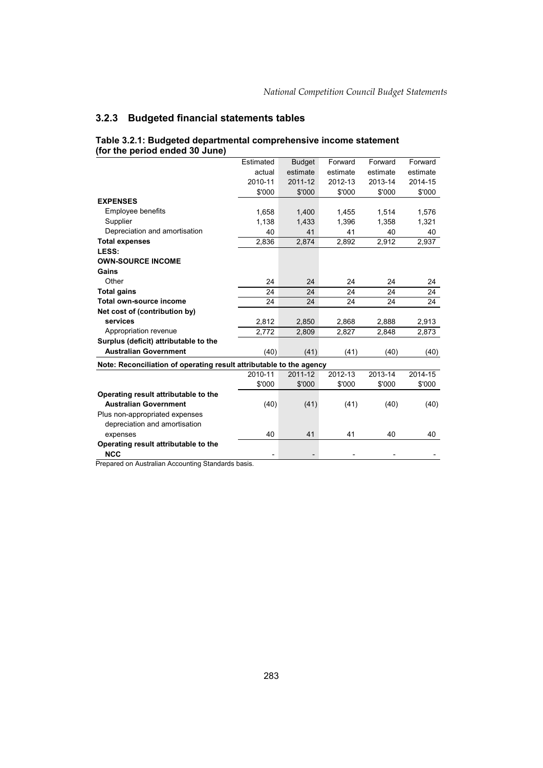### 3.2.3 Budgeted financial statements tables

**Table 3.2.1: Budgeted departmental comprehensive income statement (for the period ended 30 June)**

| | Estimated actual 2010-11 $'000 | Budget estimate 2011-12 $'000 | Forward estimate 2012-13 $'000 | Forward estimate 2013-14 $'000 | Forward estimate 2014-15 $'000 |
|---|---|---|---|---|---|
| **EXPENSES** | | | | | |
| Employee benefits | 1,658 | 1,400 | 1,455 | 1,514 | 1,576 |
| Supplier | 1,138 | 1,433 | 1,396 | 1,358 | 1,321 |
| Depreciation and amortisation | 40 | 41 | 41 | 40 | 40 |
| **Total expenses** | 2,836 | 2,874 | 2,892 | 2,912 | 2,937 |
| **LESS:** | | | | | |
| **OWN-SOURCE INCOME** | | | | | |
| **Gains** | | | | | |
| Other | 24 | 24 | 24 | 24 | 24 |
| **Total gains** | 24 | 24 | 24 | 24 | 24 |
| **Total own-source income** | 24 | 24 | 24 | 24 | 24 |
| **Net cost of (contribution by) services** | 2,812 | 2,850 | 2,868 | 2,888 | 2,913 |
| Appropriation revenue | 2,772 | 2,809 | 2,827 | 2,848 | 2,873 |
| **Surplus (deficit) attributable to the Australian Government** | (40) | (41) | (41) | (40) | (40) |

**Note: Reconciliation of operating result attributable to the agency**

| | 2010-11 $'000 | 2011-12 $'000 | 2012-13 $'000 | 2013-14 $'000 | 2014-15 $'000 |
|---|---|---|---|---|---|
| **Operating result attributable to the Australian Government** | (40) | (41) | (41) | (40) | (40) |
| Plus non-appropriated expenses depreciation and amortisation expenses | 40 | 41 | 41 | 40 | 40 |
| **Operating result attributable to the NCC** | - | - | - | - | - |

Prepared on Australian Accounting Standards basis.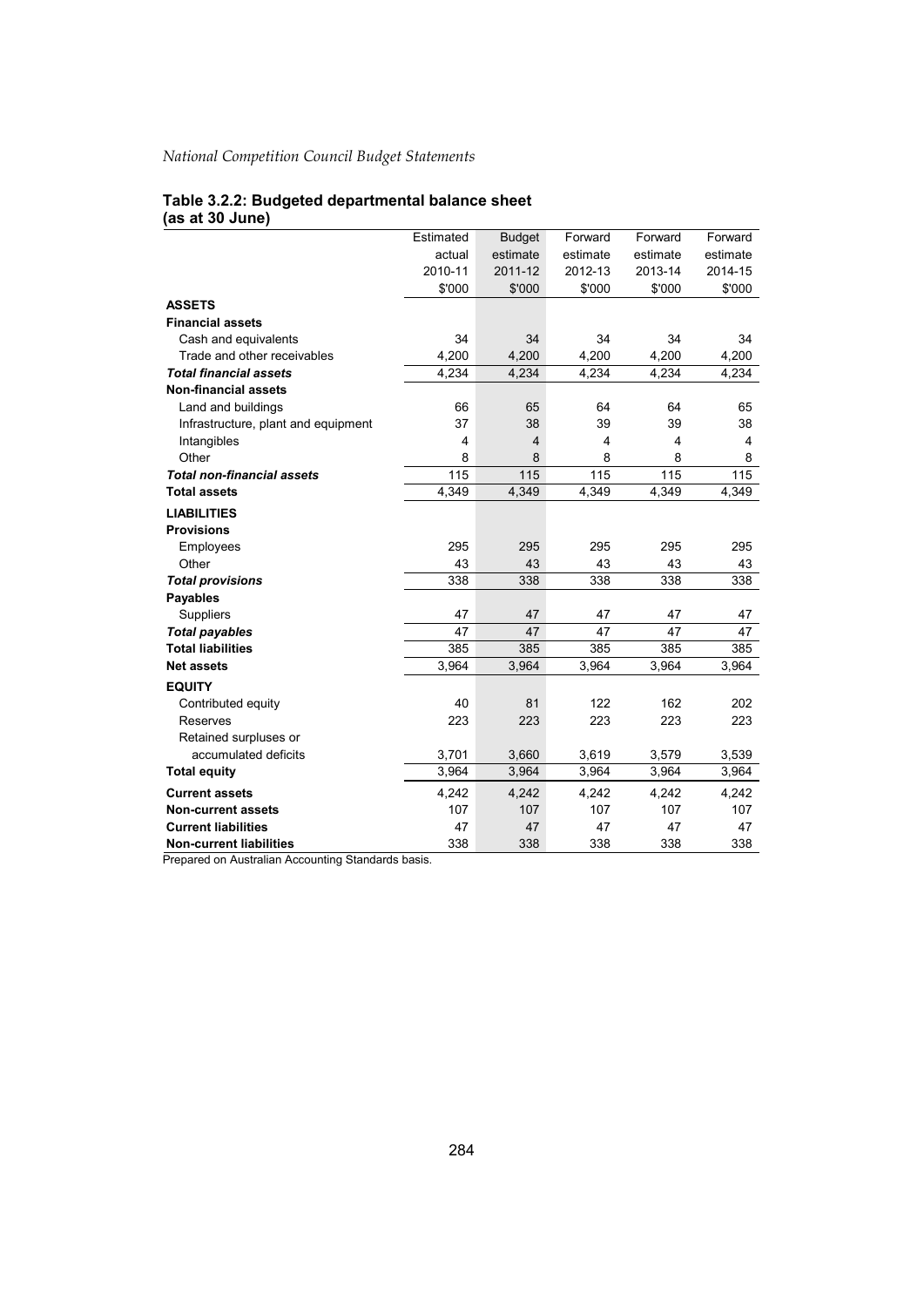**Table 3.2.2: Budgeted departmental balance sheet (as at 30 June)**

| | Estimated actual 2010-11 $'000 | Budget estimate 2011-12 $'000 | Forward estimate 2012-13 $'000 | Forward estimate 2013-14 $'000 | Forward estimate 2014-15 $'000 |
|---|---|---|---|---|---|
| **ASSETS** | | | | | |
| **Financial assets** | | | | | |
| Cash and equivalents | 34 | 34 | 34 | 34 | 34 |
| Trade and other receivables | 4,200 | 4,200 | 4,200 | 4,200 | 4,200 |
| ***Total financial assets*** | 4,234 | 4,234 | 4,234 | 4,234 | 4,234 |
| **Non-financial assets** | | | | | |
| Land and buildings | 66 | 65 | 64 | 64 | 65 |
| Infrastructure, plant and equipment | 37 | 38 | 39 | 39 | 38 |
| Intangibles | 4 | 4 | 4 | 4 | 4 |
| Other | 8 | 8 | 8 | 8 | 8 |
| ***Total non-financial assets*** | 115 | 115 | 115 | 115 | 115 |
| **Total assets** | 4,349 | 4,349 | 4,349 | 4,349 | 4,349 |
| **LIABILITIES** | | | | | |
| **Provisions** | | | | | |
| Employees | 295 | 295 | 295 | 295 | 295 |
| Other | 43 | 43 | 43 | 43 | 43 |
| ***Total provisions*** | 338 | 338 | 338 | 338 | 338 |
| **Payables** | | | | | |
| Suppliers | 47 | 47 | 47 | 47 | 47 |
| ***Total payables*** | 47 | 47 | 47 | 47 | 47 |
| **Total liabilities** | 385 | 385 | 385 | 385 | 385 |
| **Net assets** | 3,964 | 3,964 | 3,964 | 3,964 | 3,964 |
| **EQUITY** | | | | | |
| Contributed equity | 40 | 81 | 122 | 162 | 202 |
| Reserves | 223 | 223 | 223 | 223 | 223 |
| Retained surpluses or accumulated deficits | 3,701 | 3,660 | 3,619 | 3,579 | 3,539 |
| **Total equity** | 3,964 | 3,964 | 3,964 | 3,964 | 3,964 |
| **Current assets** | 4,242 | 4,242 | 4,242 | 4,242 | 4,242 |
| **Non-current assets** | 107 | 107 | 107 | 107 | 107 |
| **Current liabilities** | 47 | 47 | 47 | 47 | 47 |
| **Non-current liabilities** | 338 | 338 | 338 | 338 | 338 |

Prepared on Australian Accounting Standards basis.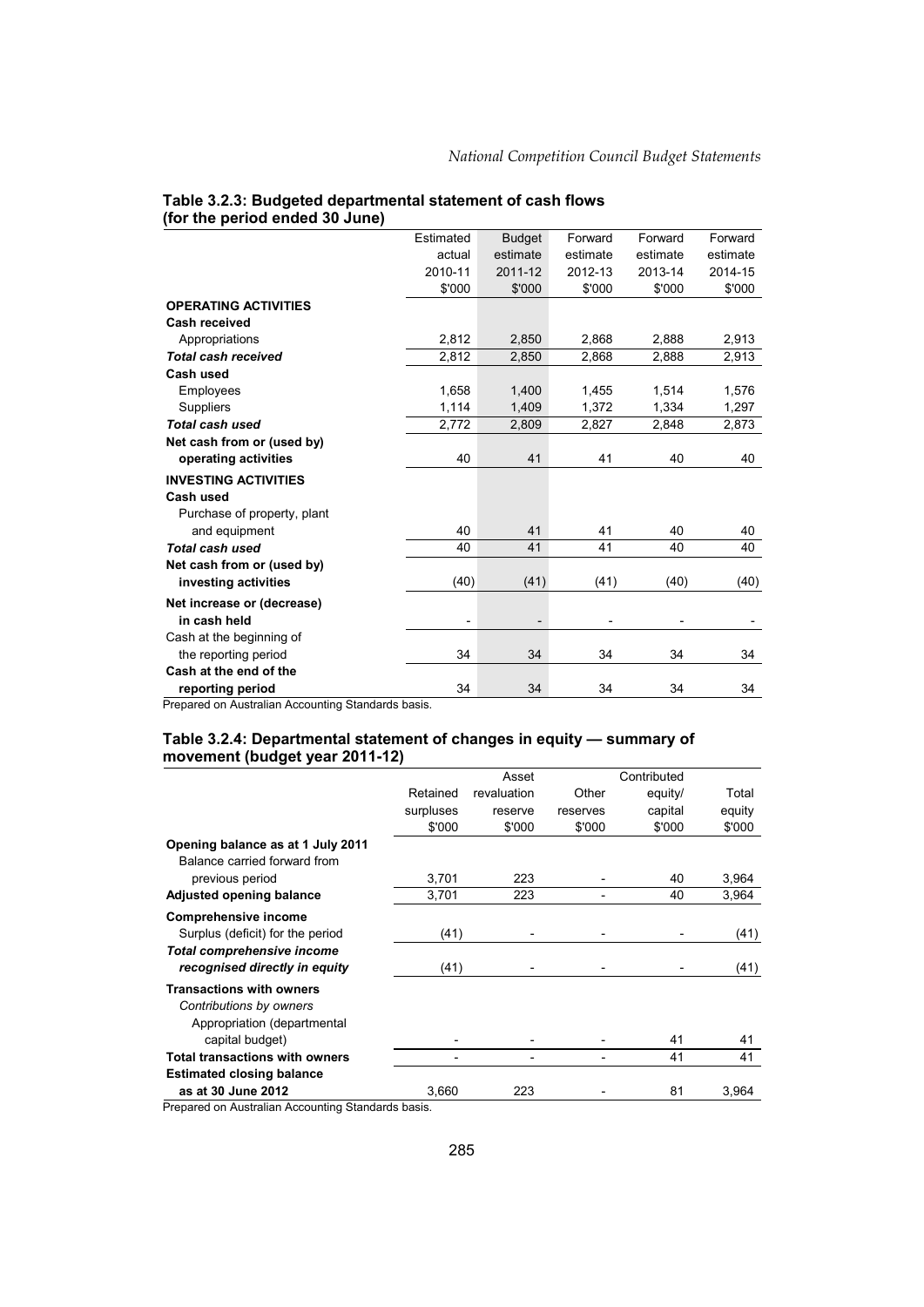## Table 3.2.3: Budgeted departmental statement of cash flows (for the period ended 30 June)

| | Estimated actual 2010-11 $'000 | Budget estimate 2011-12 $'000 | Forward estimate 2012-13 $'000 | Forward estimate 2013-14 $'000 | Forward estimate 2014-15 $'000 |
|---|---|---|---|---|---|
| **OPERATING ACTIVITIES** | | | | | |
| **Cash received** | | | | | |
| Appropriations | 2,812 | 2,850 | 2,868 | 2,888 | 2,913 |
| ***Total cash received*** | 2,812 | 2,850 | 2,868 | 2,888 | 2,913 |
| **Cash used** | | | | | |
| Employees | 1,658 | 1,400 | 1,455 | 1,514 | 1,576 |
| Suppliers | 1,114 | 1,409 | 1,372 | 1,334 | 1,297 |
| ***Total cash used*** | 2,772 | 2,809 | 2,827 | 2,848 | 2,873 |
| **Net cash from or (used by) operating activities** | 40 | 41 | 41 | 40 | 40 |
| **INVESTING ACTIVITIES** | | | | | |
| **Cash used** | | | | | |
| Purchase of property, plant and equipment | 40 | 41 | 41 | 40 | 40 |
| ***Total cash used*** | 40 | 41 | 41 | 40 | 40 |
| **Net cash from or (used by) investing activities** | (40) | (41) | (41) | (40) | (40) |
| **Net increase or (decrease) in cash held** | - | - | - | - | - |
| Cash at the beginning of the reporting period | 34 | 34 | 34 | 34 | 34 |
| **Cash at the end of the reporting period** | 34 | 34 | 34 | 34 | 34 |

Prepared on Australian Accounting Standards basis.

## Table 3.2.4: Departmental statement of changes in equity — summary of movement (budget year 2011-12)

| | Retained surpluses $'000 | Asset revaluation reserve $'000 | Other reserves $'000 | Contributed equity/ capital $'000 | Total equity $'000 |
|---|---|---|---|---|---|
| **Opening balance as at 1 July 2011** | | | | | |
| Balance carried forward from previous period | 3,701 | 223 | - | 40 | 3,964 |
| **Adjusted opening balance** | 3,701 | 223 | - | 40 | 3,964 |
| **Comprehensive income** | | | | | |
| Surplus (deficit) for the period | (41) | - | - | - | (41) |
| ***Total comprehensive income recognised directly in equity*** | (41) | - | - | - | (41) |
| **Transactions with owners** | | | | | |
| *Contributions by owners* | | | | | |
| Appropriation (departmental capital budget) | - | - | - | 41 | 41 |
| **Total transactions with owners** | - | - | - | 41 | 41 |
| **Estimated closing balance as at 30 June 2012** | 3,660 | 223 | - | 81 | 3,964 |

Prepared on Australian Accounting Standards basis.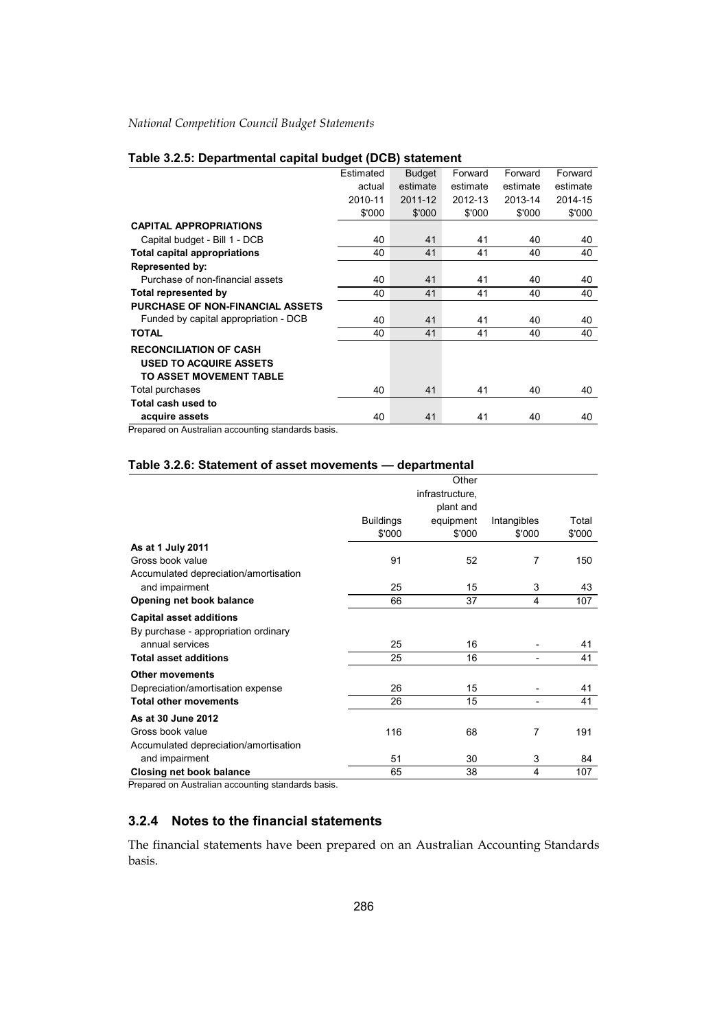**Table 3.2.5: Departmental capital budget (DCB) statement**

| | Estimated actual 2010-11 $'000 | Budget estimate 2011-12 $'000 | Forward estimate 2012-13 $'000 | Forward estimate 2013-14 $'000 | Forward estimate 2014-15 $'000 |
|---|---|---|---|---|---|
| **CAPITAL APPROPRIATIONS** | | | | | |
| Capital budget - Bill 1 - DCB | 40 | 41 | 41 | 40 | 40 |
| **Total capital appropriations** | 40 | 41 | 41 | 40 | 40 |
| **Represented by:** | | | | | |
| Purchase of non-financial assets | 40 | 41 | 41 | 40 | 40 |
| **Total represented by** | 40 | 41 | 41 | 40 | 40 |
| **PURCHASE OF NON-FINANCIAL ASSETS** | | | | | |
| Funded by capital appropriation - DCB | 40 | 41 | 41 | 40 | 40 |
| **TOTAL** | 40 | 41 | 41 | 40 | 40 |
| **RECONCILIATION OF CASH USED TO ACQUIRE ASSETS TO ASSET MOVEMENT TABLE** | | | | | |
| Total purchases | 40 | 41 | 41 | 40 | 40 |
| **Total cash used to acquire assets** | 40 | 41 | 41 | 40 | 40 |

Prepared on Australian accounting standards basis.

**Table 3.2.6: Statement of asset movements — departmental**

| | Buildings $'000 | Other infrastructure, plant and equipment $'000 | Intangibles $'000 | Total $'000 |
|---|---|---|---|---|
| **As at 1 July 2011** | | | | |
| Gross book value | 91 | 52 | 7 | 150 |
| Accumulated depreciation/amortisation and impairment | 25 | 15 | 3 | 43 |
| **Opening net book balance** | 66 | 37 | 4 | 107 |
| **Capital asset additions** | | | | |
| By purchase - appropriation ordinary annual services | 25 | 16 | - | 41 |
| **Total asset additions** | 25 | 16 | - | 41 |
| **Other movements** | | | | |
| Depreciation/amortisation expense | 26 | 15 | - | 41 |
| **Total other movements** | 26 | 15 | - | 41 |
| **As at 30 June 2012** | | | | |
| Gross book value | 116 | 68 | 7 | 191 |
| Accumulated depreciation/amortisation and impairment | 51 | 30 | 3 | 84 |
| **Closing net book balance** | 65 | 38 | 4 | 107 |

Prepared on Australian accounting standards basis.

### 3.2.4 Notes to the financial statements

The financial statements have been prepared on an Australian Accounting Standards basis.